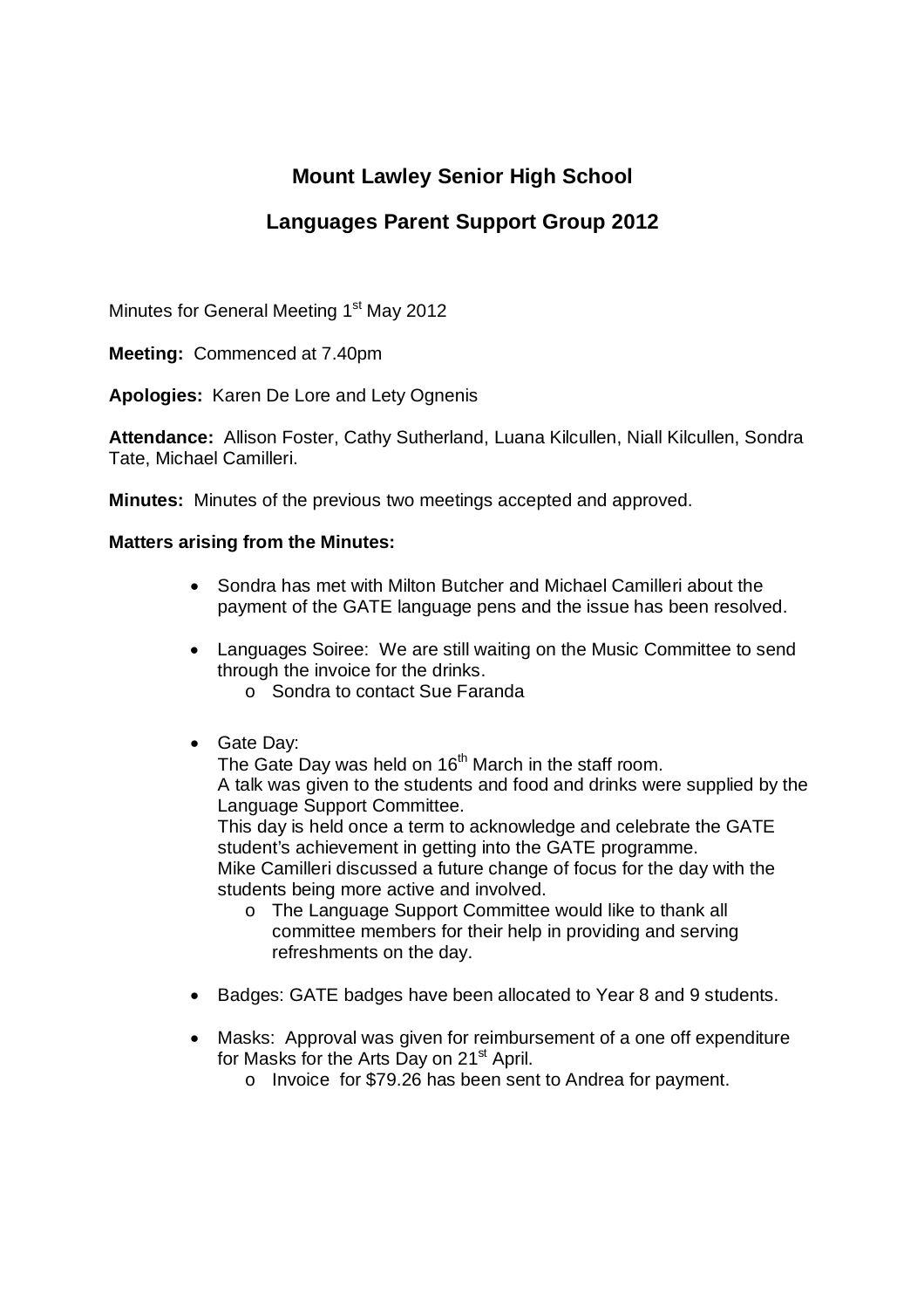# Mount Lawley Senior High School

## Languages Parent Support Group 2012

Minutes for General Meeting 1st May 2012

**Meeting:** Commenced at 7.40pm

**Apologies:** Karen De Lore and Lety Ognenis

**Attendance:** Allison Foster, Cathy Sutherland, Luana Kilcullen, Niall Kilcullen, Sondra Tate, Michael Camilleri.

**Minutes:** Minutes of the previous two meetings accepted and approved.

**Matters arising from the Minutes:**

- Sondra has met with Milton Butcher and Michael Camilleri about the payment of the GATE language pens and the issue has been resolved.

- Languages Soiree: We are still waiting on the Music Committee to send through the invoice for the drinks.
  - Sondra to contact Sue Faranda

- Gate Day:
  The Gate Day was held on 16th March in the staff room.
  A talk was given to the students and food and drinks were supplied by the Language Support Committee.
  This day is held once a term to acknowledge and celebrate the GATE student's achievement in getting into the GATE programme.
  Mike Camilleri discussed a future change of focus for the day with the students being more active and involved.
  - The Language Support Committee would like to thank all committee members for their help in providing and serving refreshments on the day.

- Badges: GATE badges have been allocated to Year 8 and 9 students.

- Masks: Approval was given for reimbursement of a one off expenditure for Masks for the Arts Day on 21st April.
  - Invoice for $79.26 has been sent to Andrea for payment.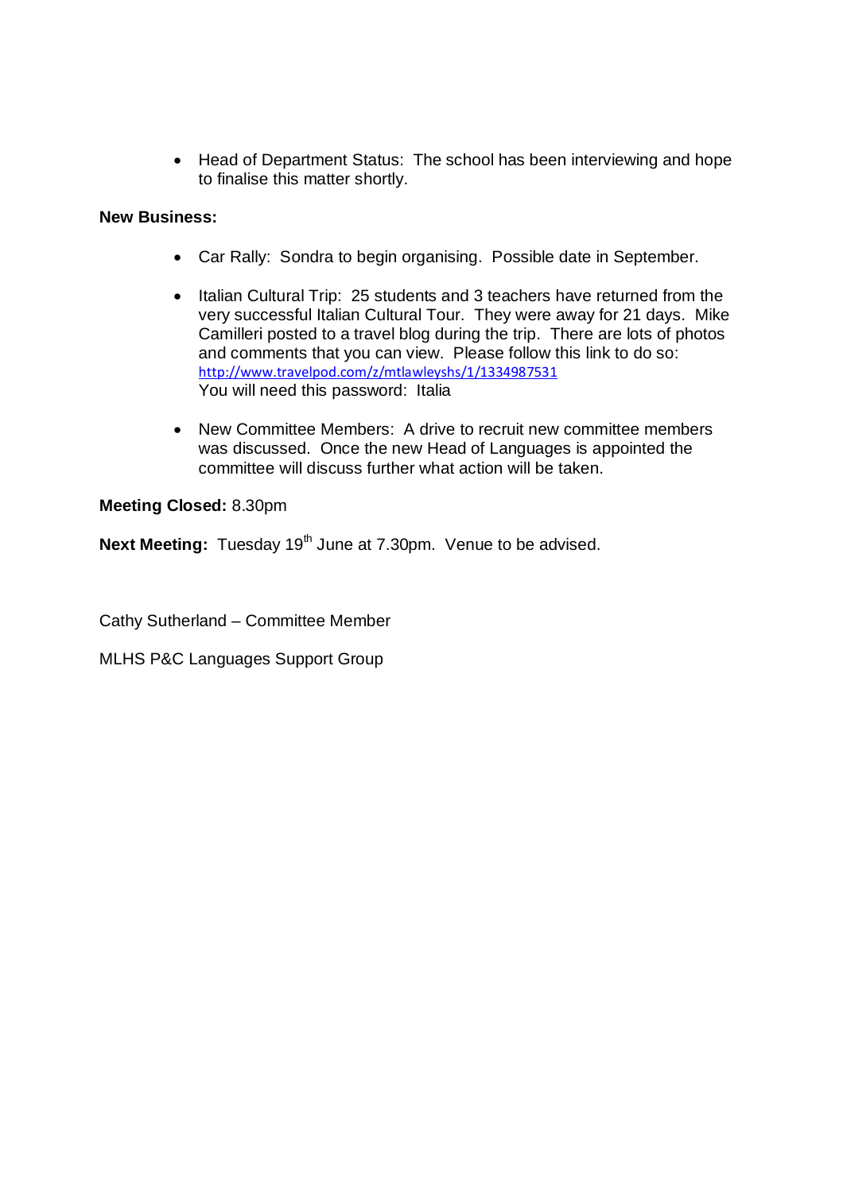- Head of Department Status: The school has been interviewing and hope to finalise this matter shortly.

**New Business:**

- Car Rally: Sondra to begin organising. Possible date in September.

- Italian Cultural Trip: 25 students and 3 teachers have returned from the very successful Italian Cultural Tour. They were away for 21 days. Mike Camilleri posted to a travel blog during the trip. There are lots of photos and comments that you can view. Please follow this link to do so: http://www.travelpod.com/z/mtlawleyshs/1/1334987531
You will need this password: Italia

- New Committee Members: A drive to recruit new committee members was discussed. Once the new Head of Languages is appointed the committee will discuss further what action will be taken.

**Meeting Closed:** 8.30pm

**Next Meeting:** Tuesday 19th June at 7.30pm. Venue to be advised.

Cathy Sutherland – Committee Member

MLHS P&C Languages Support Group